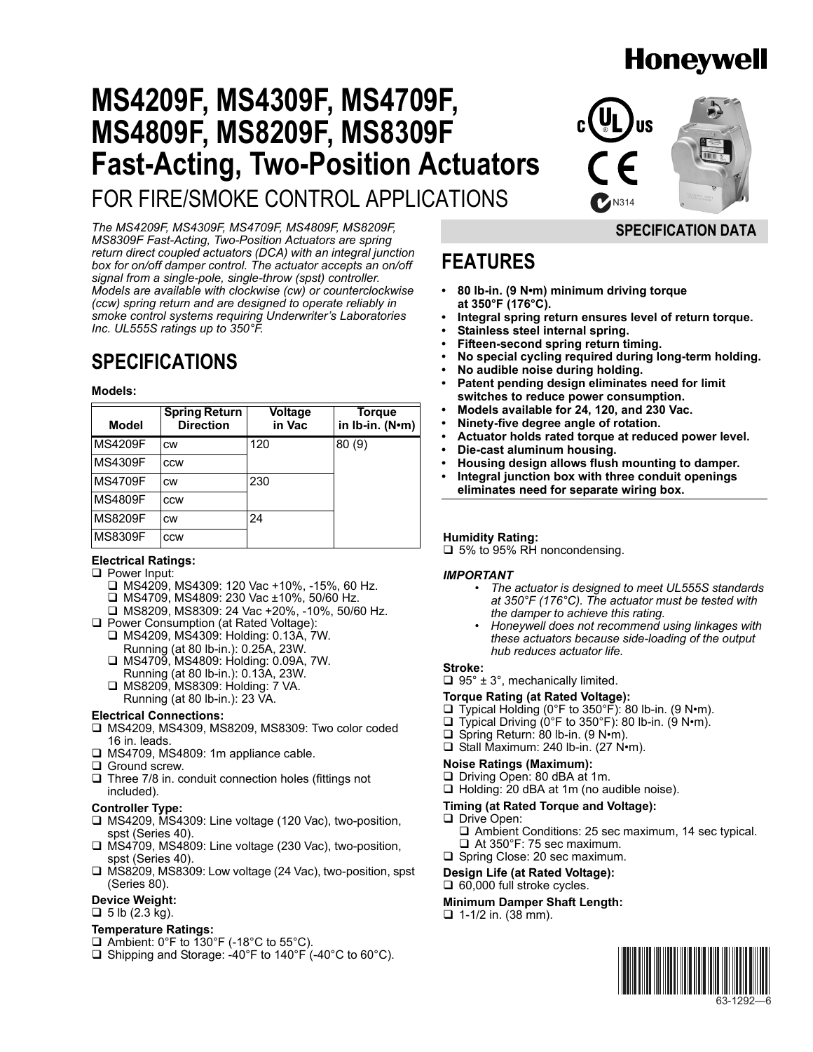Honeywell

# MS4209F, MS4309F, MS4709F, MS4809F, MS8209F, MS8309F Fast-Acting, Two-Position Actuators

## FOR FIRE/SMOKE CONTROL APPLICATIONS

*The MS4209F, MS4309F, MS4709F, MS4809F, MS8209F, MS8309F Fast-Acting, Two-Position Actuators are spring return direct coupled actuators (DCA) with an integral junction box for on/off damper control. The actuator accepts an on/off signal from a single-pole, single-throw (spst) controller. Models are available with clockwise (cw) or counterclockwise (ccw) spring return and are designed to operate reliably in smoke control systems requiring Underwriter's Laboratories Inc. UL555S ratings up to 350°F.*

**SPECIFICATION DATA**

## SPECIFICATIONS

**Models:**

| Model | Spring Return Direction | Voltage in Vac | Torque in lb-in. (N•m) |
|---|---|---|---|
| MS4209F | cw | 120 | 80 (9) |
| MS4309F | ccw | | |
| MS4709F | cw | 230 | |
| MS4809F | ccw | | |
| MS8209F | cw | 24 | |
| MS8309F | ccw | | |

**Electrical Ratings:**
- Power Input:
  - MS4209, MS4309: 120 Vac +10%, -15%, 60 Hz.
  - MS4709, MS4809: 230 Vac ±10%, 50/60 Hz.
  - MS8209, MS8309: 24 Vac +20%, -10%, 50/60 Hz.
- Power Consumption (at Rated Voltage):
  - MS4209, MS4309: Holding: 0.13A, 7W. Running (at 80 lb-in.): 0.25A, 23W.
  - MS4709, MS4809: Holding: 0.09A, 7W. Running (at 80 lb-in.): 0.13A, 23W.
  - MS8209, MS8309: Holding: 7 VA. Running (at 80 lb-in.): 23 VA.

**Electrical Connections:**
- MS4209, MS4309, MS8209, MS8309: Two color coded 16 in. leads.
- MS4709, MS4809: 1m appliance cable.
- Ground screw.
- Three 7/8 in. conduit connection holes (fittings not included).

**Controller Type:**
- MS4209, MS4309: Line voltage (120 Vac), two-position, spst (Series 40).
- MS4709, MS4809: Line voltage (230 Vac), two-position, spst (Series 40).
- MS8209, MS8309: Low voltage (24 Vac), two-position, spst (Series 80).

**Device Weight:**
- 5 lb (2.3 kg).

**Temperature Ratings:**
- Ambient: 0°F to 130°F (-18°C to 55°C).
- Shipping and Storage: -40°F to 140°F (-40°C to 60°C).

## FEATURES

- **80 lb-in. (9 N•m) minimum driving torque at 350°F (176°C).**
- **Integral spring return ensures level of return torque.**
- **Stainless steel internal spring.**
- **Fifteen-second spring return timing.**
- **No special cycling required during long-term holding.**
- **No audible noise during holding.**
- **Patent pending design eliminates need for limit switches to reduce power consumption.**
- **Models available for 24, 120, and 230 Vac.**
- **Ninety-five degree angle of rotation.**
- **Actuator holds rated torque at reduced power level.**
- **Die-cast aluminum housing.**
- **Housing design allows flush mounting to damper.**
- **Integral junction box with three conduit openings eliminates need for separate wiring box.**

**Humidity Rating:**
- 5% to 95% RH noncondensing.

***IMPORTANT***
- *The actuator is designed to meet UL555S standards at 350°F (176°C). The actuator must be tested with the damper to achieve this rating.*
- *Honeywell does not recommend using linkages with these actuators because side-loading of the output hub reduces actuator life.*

**Stroke:**
- 95° ± 3°, mechanically limited.

**Torque Rating (at Rated Voltage):**
- Typical Holding (0°F to 350°F): 80 lb-in. (9 N•m).
- Typical Driving (0°F to 350°F): 80 lb-in. (9 N•m).
- Spring Return: 80 lb-in. (9 N•m).
- Stall Maximum: 240 lb-in. (27 N•m).

**Noise Ratings (Maximum):**
- Driving Open: 80 dBA at 1m.
- Holding: 20 dBA at 1m (no audible noise).

**Timing (at Rated Torque and Voltage):**
- Drive Open:
  - Ambient Conditions: 25 sec maximum, 14 sec typical.
  - At 350°F: 75 sec maximum.
- Spring Close: 20 sec maximum.

**Design Life (at Rated Voltage):**
- 60,000 full stroke cycles.

**Minimum Damper Shaft Length:**
- 1-1/2 in. (38 mm).

63-1292—6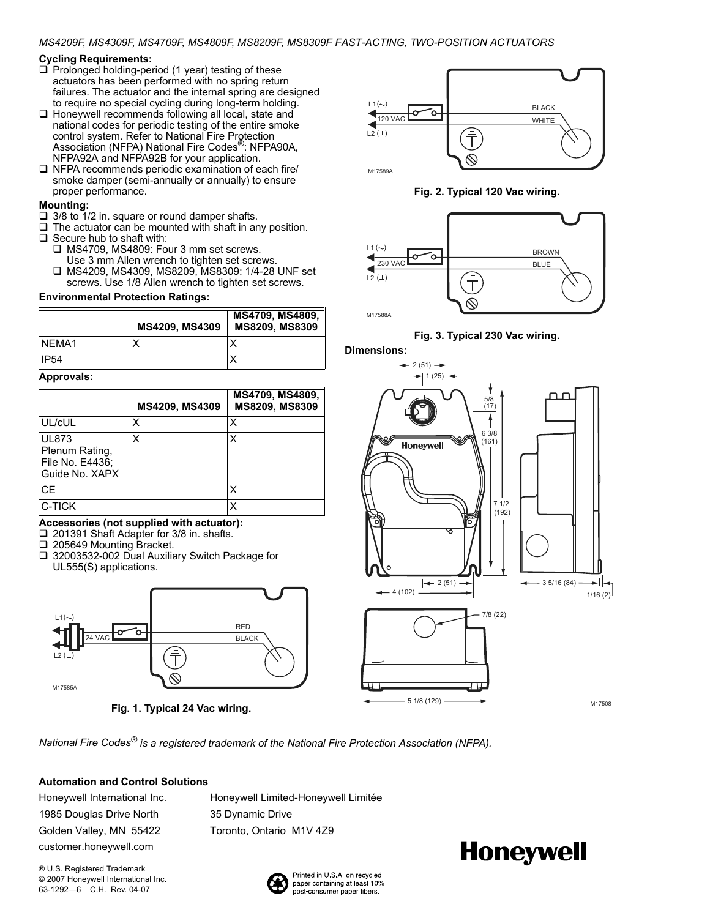**Cycling Requirements:**

- Prolonged holding-period (1 year) testing of these actuators has been performed with no spring return failures. The actuator and the internal spring are designed to require no special cycling during long-term holding.
- Honeywell recommends following all local, state and national codes for periodic testing of the entire smoke control system. Refer to National Fire Protection Association (NFPA) National Fire Codes®: NFPA90A, NFPA92A and NFPA92B for your application.
- NFPA recommends periodic examination of each fire/ smoke damper (semi-annually or annually) to ensure proper performance.

**Mounting:**

- 3/8 to 1/2 in. square or round damper shafts.
- The actuator can be mounted with shaft in any position.
- Secure hub to shaft with:
  - MS4709, MS4809: Four 3 mm set screws. Use 3 mm Allen wrench to tighten set screws.
  - MS4209, MS4309, MS8209, MS8309: 1/4-28 UNF set screws. Use 1/8 Allen wrench to tighten set screws.

**Environmental Protection Ratings:**

| | MS4209, MS4309 | MS4709, MS4809, MS8209, MS8309 |
|---|---|---|
| NEMA1 | X | X |
| IP54 | | X |

**Approvals:**

| | MS4209, MS4309 | MS4709, MS4809, MS8209, MS8309 |
|---|---|---|
| UL/cUL | X | X |
| UL873 Plenum Rating, File No. E4436; Guide No. XAPX | X | X |
| CE | | X |
| C-TICK | | X |

**Accessories (not supplied with actuator):**

- 201391 Shaft Adapter for 3/8 in. shafts.
- 205649 Mounting Bracket.
- 32003532-002 Dual Auxiliary Switch Package for UL555(S) applications.

L1 (~)
24 VAC
L2 (⊥)
RED
BLACK
M17585A

Fig. 1. Typical 24 Vac wiring.

L1 (~)
120 VAC
L2 (⊥)
BLACK
WHITE
M17589A

Fig. 2. Typical 120 Vac wiring.

L1 (~)
230 VAC
L2 (⊥)
BROWN
BLUE
M17588A

Fig. 3. Typical 230 Vac wiring.

**Dimensions:**

2 (51)
1 (25)
5/8 (17)
6 3/8 (161)
7 1/2 (192)
2 (51)
4 (102)
3 5/16 (84)
1/16 (2)
7/8 (22)
5 1/8 (129)
M17508

*National Fire Codes® is a registered trademark of the National Fire Protection Association (NFPA).*

**Automation and Control Solutions**

Honeywell International Inc.
1985 Douglas Drive North
Golden Valley, MN 55422
customer.honeywell.com

Honeywell Limited-Honeywell Limitée
35 Dynamic Drive
Toronto, Ontario M1V 4Z9

® U.S. Registered Trademark
© 2007 Honeywell International Inc.
63-1292—6 C.H. Rev. 04-07

Printed in U.S.A. on recycled paper containing at least 10% post-consumer paper fibers.